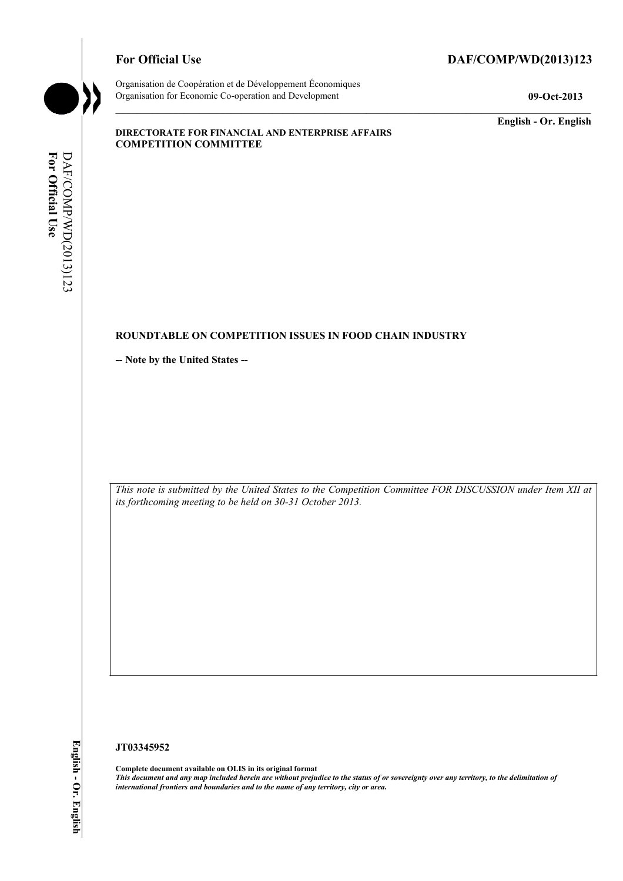**For Official Use** **DAF/COMP/WD(2013)123**

Organisation de Coopération et de Développement Économiques
Organisation for Economic Co-operation and Development **09-Oct-2013**

**English - Or. English**

**DIRECTORATE FOR FINANCIAL AND ENTERPRISE AFFAIRS**
**COMPETITION COMMITTEE**

**ROUNDTABLE ON COMPETITION ISSUES IN FOOD CHAIN INDUSTRY**

**-- Note by the United States --**

*This note is submitted by the United States to the Competition Committee FOR DISCUSSION under Item XII at its forthcoming meeting to be held on 30-31 October 2013.*

**JT03345952**

**Complete document available on OLIS in its original format**
***This document and any map included herein are without prejudice to the status of or sovereignty over any territory, to the delimitation of international frontiers and boundaries and to the name of any territory, city or area.***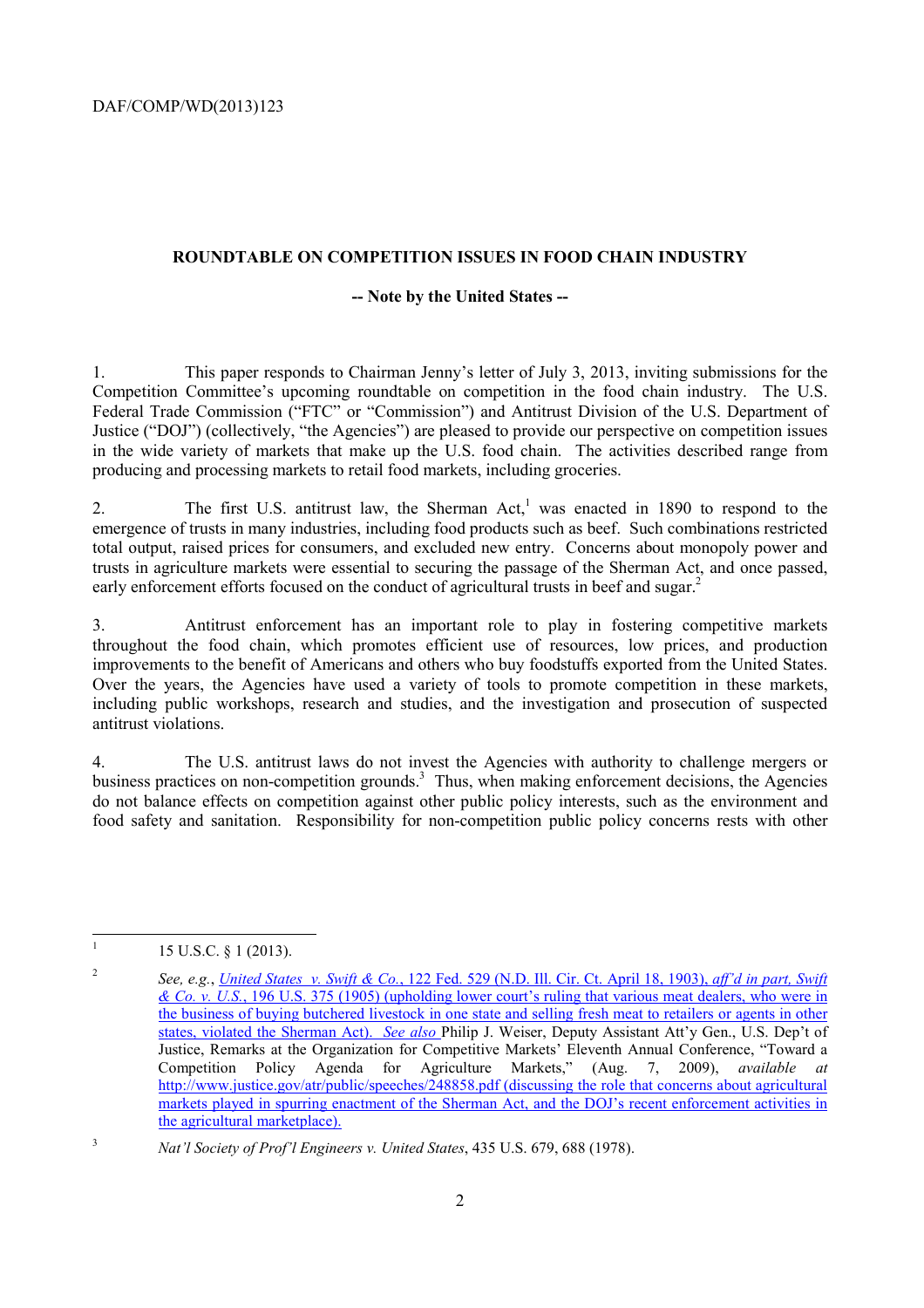**ROUNDTABLE ON COMPETITION ISSUES IN FOOD CHAIN INDUSTRY**

**-- Note by the United States --**

1. This paper responds to Chairman Jenny's letter of July 3, 2013, inviting submissions for the Competition Committee's upcoming roundtable on competition in the food chain industry. The U.S. Federal Trade Commission ("FTC" or "Commission") and Antitrust Division of the U.S. Department of Justice ("DOJ") (collectively, "the Agencies") are pleased to provide our perspective on competition issues in the wide variety of markets that make up the U.S. food chain. The activities described range from producing and processing markets to retail food markets, including groceries.

2. The first U.S. antitrust law, the Sherman Act,[1] was enacted in 1890 to respond to the emergence of trusts in many industries, including food products such as beef. Such combinations restricted total output, raised prices for consumers, and excluded new entry. Concerns about monopoly power and trusts in agriculture markets were essential to securing the passage of the Sherman Act, and once passed, early enforcement efforts focused on the conduct of agricultural trusts in beef and sugar.[2]

3. Antitrust enforcement has an important role to play in fostering competitive markets throughout the food chain, which promotes efficient use of resources, low prices, and production improvements to the benefit of Americans and others who buy foodstuffs exported from the United States. Over the years, the Agencies have used a variety of tools to promote competition in these markets, including public workshops, research and studies, and the investigation and prosecution of suspected antitrust violations.

4. The U.S. antitrust laws do not invest the Agencies with authority to challenge mergers or business practices on non-competition grounds.[3] Thus, when making enforcement decisions, the Agencies do not balance effects on competition against other public policy interests, such as the environment and food safety and sanitation. Responsibility for non-competition public policy concerns rests with other

---

[1] 15 U.S.C. § 1 (2013).

[2] *See, e.g.*, *United States v. Swift & Co.*, 122 Fed. 529 (N.D. Ill. Cir. Ct. April 18, 1903), *aff'd in part, Swift & Co. v. U.S.*, 196 U.S. 375 (1905) (upholding lower court's ruling that various meat dealers, who were in the business of buying butchered livestock in one state and selling fresh meat to retailers or agents in other states, violated the Sherman Act). *See also* Philip J. Weiser, Deputy Assistant Att'y Gen., U.S. Dep't of Justice, Remarks at the Organization for Competitive Markets' Eleventh Annual Conference, "Toward a Competition Policy Agenda for Agriculture Markets," (Aug. 7, 2009), *available at* http://www.justice.gov/atr/public/speeches/248858.pdf (discussing the role that concerns about agricultural markets played in spurring enactment of the Sherman Act, and the DOJ's recent enforcement activities in the agricultural marketplace).

[3] *Nat'l Society of Prof'l Engineers v. United States*, 435 U.S. 679, 688 (1978).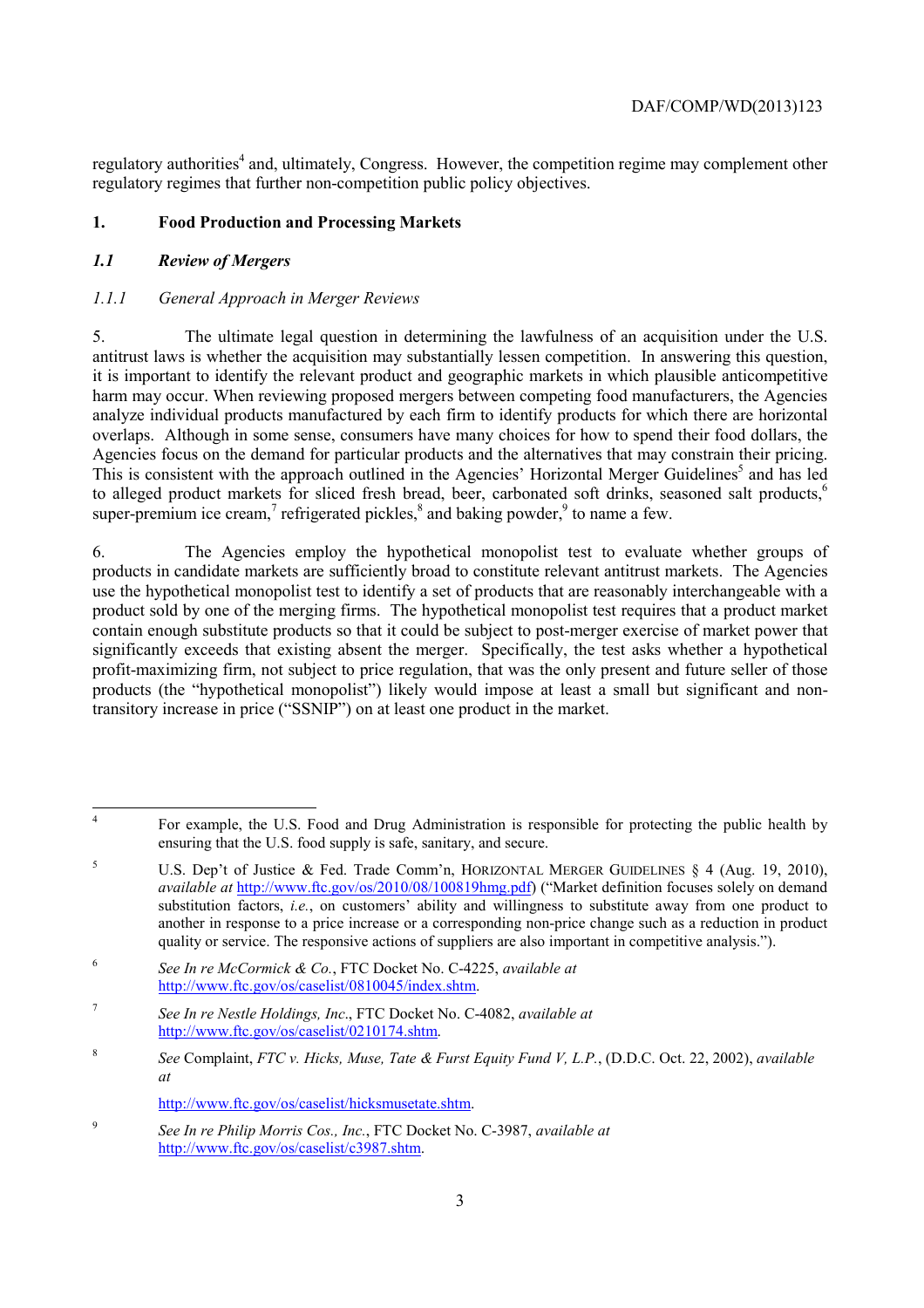regulatory authorities[4] and, ultimately, Congress. However, the competition regime may complement other regulatory regimes that further non-competition public policy objectives.

## 1. Food Production and Processing Markets

### *1.1 Review of Mergers*

#### *1.1.1 General Approach in Merger Reviews*

5. The ultimate legal question in determining the lawfulness of an acquisition under the U.S. antitrust laws is whether the acquisition may substantially lessen competition. In answering this question, it is important to identify the relevant product and geographic markets in which plausible anticompetitive harm may occur. When reviewing proposed mergers between competing food manufacturers, the Agencies analyze individual products manufactured by each firm to identify products for which there are horizontal overlaps. Although in some sense, consumers have many choices for how to spend their food dollars, the Agencies focus on the demand for particular products and the alternatives that may constrain their pricing. This is consistent with the approach outlined in the Agencies' Horizontal Merger Guidelines[5] and has led to alleged product markets for sliced fresh bread, beer, carbonated soft drinks, seasoned salt products,[6] super-premium ice cream,[7] refrigerated pickles,[8] and baking powder,[9] to name a few.

6. The Agencies employ the hypothetical monopolist test to evaluate whether groups of products in candidate markets are sufficiently broad to constitute relevant antitrust markets. The Agencies use the hypothetical monopolist test to identify a set of products that are reasonably interchangeable with a product sold by one of the merging firms. The hypothetical monopolist test requires that a product market contain enough substitute products so that it could be subject to post-merger exercise of market power that significantly exceeds that existing absent the merger. Specifically, the test asks whether a hypothetical profit-maximizing firm, not subject to price regulation, that was the only present and future seller of those products (the "hypothetical monopolist") likely would impose at least a small but significant and non-transitory increase in price ("SSNIP") on at least one product in the market.

---

[4] For example, the U.S. Food and Drug Administration is responsible for protecting the public health by ensuring that the U.S. food supply is safe, sanitary, and secure.

[5] U.S. Dep't of Justice & Fed. Trade Comm'n, HORIZONTAL MERGER GUIDELINES § 4 (Aug. 19, 2010), *available at* http://www.ftc.gov/os/2010/08/100819hmg.pdf) ("Market definition focuses solely on demand substitution factors, *i.e.*, on customers' ability and willingness to substitute away from one product to another in response to a price increase or a corresponding non-price change such as a reduction in product quality or service. The responsive actions of suppliers are also important in competitive analysis.").

[6] *See In re McCormick & Co.*, FTC Docket No. C-4225, *available at* http://www.ftc.gov/os/caselist/0810045/index.shtm.

[7] *See In re Nestle Holdings, Inc.*, FTC Docket No. C-4082, *available at* http://www.ftc.gov/os/caselist/0210174.shtm.

[8] *See* Complaint, *FTC v. Hicks, Muse, Tate & Furst Equity Fund V, L.P.*, (D.D.C. Oct. 22, 2002), *available at* http://www.ftc.gov/os/caselist/hicksmusetate.shtm.

[9] *See In re Philip Morris Cos., Inc.*, FTC Docket No. C-3987, *available at* http://www.ftc.gov/os/caselist/c3987.shtm.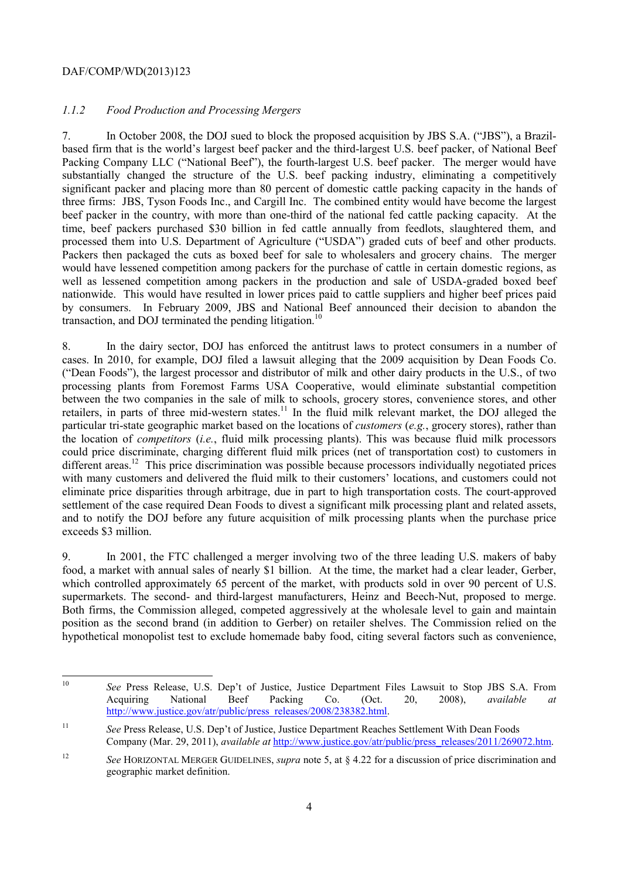### *1.1.2 Food Production and Processing Mergers*

7. In October 2008, the DOJ sued to block the proposed acquisition by JBS S.A. ("JBS"), a Brazil-based firm that is the world's largest beef packer and the third-largest U.S. beef packer, of National Beef Packing Company LLC ("National Beef"), the fourth-largest U.S. beef packer. The merger would have substantially changed the structure of the U.S. beef packing industry, eliminating a competitively significant packer and placing more than 80 percent of domestic cattle packing capacity in the hands of three firms: JBS, Tyson Foods Inc., and Cargill Inc. The combined entity would have become the largest beef packer in the country, with more than one-third of the national fed cattle packing capacity. At the time, beef packers purchased $30 billion in fed cattle annually from feedlots, slaughtered them, and processed them into U.S. Department of Agriculture ("USDA") graded cuts of beef and other products. Packers then packaged the cuts as boxed beef for sale to wholesalers and grocery chains. The merger would have lessened competition among packers for the purchase of cattle in certain domestic regions, as well as lessened competition among packers in the production and sale of USDA-graded boxed beef nationwide. This would have resulted in lower prices paid to cattle suppliers and higher beef prices paid by consumers. In February 2009, JBS and National Beef announced their decision to abandon the transaction, and DOJ terminated the pending litigation.[10]

8. In the dairy sector, DOJ has enforced the antitrust laws to protect consumers in a number of cases. In 2010, for example, DOJ filed a lawsuit alleging that the 2009 acquisition by Dean Foods Co. ("Dean Foods"), the largest processor and distributor of milk and other dairy products in the U.S., of two processing plants from Foremost Farms USA Cooperative, would eliminate substantial competition between the two companies in the sale of milk to schools, grocery stores, convenience stores, and other retailers, in parts of three mid-western states.[11] In the fluid milk relevant market, the DOJ alleged the particular tri-state geographic market based on the locations of *customers* (*e.g.*, grocery stores), rather than the location of *competitors* (*i.e.*, fluid milk processing plants). This was because fluid milk processors could price discriminate, charging different fluid milk prices (net of transportation cost) to customers in different areas.[12] This price discrimination was possible because processors individually negotiated prices with many customers and delivered the fluid milk to their customers' locations, and customers could not eliminate price disparities through arbitrage, due in part to high transportation costs. The court-approved settlement of the case required Dean Foods to divest a significant milk processing plant and related assets, and to notify the DOJ before any future acquisition of milk processing plants when the purchase price exceeds $3 million.

9. In 2001, the FTC challenged a merger involving two of the three leading U.S. makers of baby food, a market with annual sales of nearly $1 billion. At the time, the market had a clear leader, Gerber, which controlled approximately 65 percent of the market, with products sold in over 90 percent of U.S. supermarkets. The second- and third-largest manufacturers, Heinz and Beech-Nut, proposed to merge. Both firms, the Commission alleged, competed aggressively at the wholesale level to gain and maintain position as the second brand (in addition to Gerber) on retailer shelves. The Commission relied on the hypothetical monopolist test to exclude homemade baby food, citing several factors such as convenience,

---

[10] *See* Press Release, U.S. Dep't of Justice, Justice Department Files Lawsuit to Stop JBS S.A. From Acquiring National Beef Packing Co. (Oct. 20, 2008), *available at* http://www.justice.gov/atr/public/press_releases/2008/238382.html.

[11] *See* Press Release, U.S. Dep't of Justice, Justice Department Reaches Settlement With Dean Foods Company (Mar. 29, 2011), *available at* http://www.justice.gov/atr/public/press_releases/2011/269072.htm.

[12] *See* HORIZONTAL MERGER GUIDELINES, *supra* note 5, at § 4.22 for a discussion of price discrimination and geographic market definition.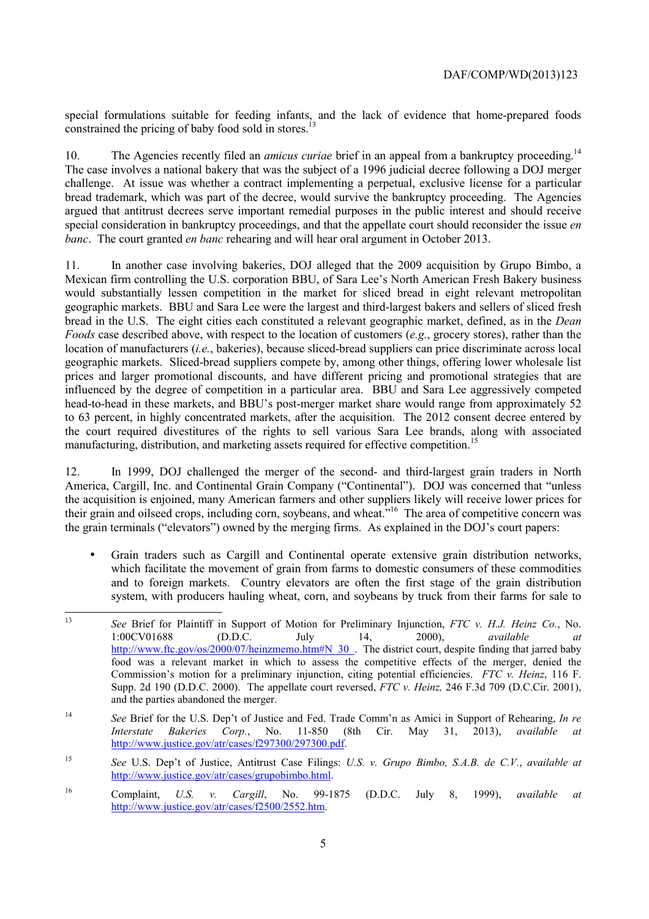special formulations suitable for feeding infants, and the lack of evidence that home-prepared foods constrained the pricing of baby food sold in stores.[13]

10. The Agencies recently filed an *amicus curiae* brief in an appeal from a bankruptcy proceeding.[14] The case involves a national bakery that was the subject of a 1996 judicial decree following a DOJ merger challenge. At issue was whether a contract implementing a perpetual, exclusive license for a particular bread trademark, which was part of the decree, would survive the bankruptcy proceeding. The Agencies argued that antitrust decrees serve important remedial purposes in the public interest and should receive special consideration in bankruptcy proceedings, and that the appellate court should reconsider the issue *en banc*. The court granted *en banc* rehearing and will hear oral argument in October 2013.

11. In another case involving bakeries, DOJ alleged that the 2009 acquisition by Grupo Bimbo, a Mexican firm controlling the U.S. corporation BBU, of Sara Lee's North American Fresh Bakery business would substantially lessen competition in the market for sliced bread in eight relevant metropolitan geographic markets. BBU and Sara Lee were the largest and third-largest bakers and sellers of sliced fresh bread in the U.S. The eight cities each constituted a relevant geographic market, defined, as in the *Dean Foods* case described above, with respect to the location of customers (*e.g.*, grocery stores), rather than the location of manufacturers (*i.e.*, bakeries), because sliced-bread suppliers can price discriminate across local geographic markets. Sliced-bread suppliers compete by, among other things, offering lower wholesale list prices and larger promotional discounts, and have different pricing and promotional strategies that are influenced by the degree of competition in a particular area. BBU and Sara Lee aggressively competed head-to-head in these markets, and BBU's post-merger market share would range from approximately 52 to 63 percent, in highly concentrated markets, after the acquisition. The 2012 consent decree entered by the court required divestitures of the rights to sell various Sara Lee brands, along with associated manufacturing, distribution, and marketing assets required for effective competition.[15]

12. In 1999, DOJ challenged the merger of the second- and third-largest grain traders in North America, Cargill, Inc. and Continental Grain Company ("Continental"). DOJ was concerned that "unless the acquisition is enjoined, many American farmers and other suppliers likely will receive lower prices for their grain and oilseed crops, including corn, soybeans, and wheat."[16] The area of competitive concern was the grain terminals ("elevators") owned by the merging firms. As explained in the DOJ's court papers:

- Grain traders such as Cargill and Continental operate extensive grain distribution networks, which facilitate the movement of grain from farms to domestic consumers of these commodities and to foreign markets. Country elevators are often the first stage of the grain distribution system, with producers hauling wheat, corn, and soybeans by truck from their farms for sale to

---

[13] *See* Brief for Plaintiff in Support of Motion for Preliminary Injunction, *FTC v. H.J. Heinz Co.*, No. 1:00CV01688 (D.D.C. July 14, 2000), *available at* http://www.ftc.gov/os/2000/07/heinzmemo.htm#N_30_. The district court, despite finding that jarred baby food was a relevant market in which to assess the competitive effects of the merger, denied the Commission's motion for a preliminary injunction, citing potential efficiencies. *FTC v. Heinz*, 116 F. Supp. 2d 190 (D.D.C. 2000). The appellate court reversed, *FTC v. Heinz,* 246 F.3d 709 (D.C.Cir. 2001), and the parties abandoned the merger.

[14] *See* Brief for the U.S. Dep't of Justice and Fed. Trade Comm'n as Amici in Support of Rehearing, *In re Interstate Bakeries Corp.*, No. 11-850 (8th Cir. May 31, 2013), *available at* http://www.justice.gov/atr/cases/f297300/297300.pdf.

[15] *See* U.S. Dep't of Justice, Antitrust Case Filings: *U.S. v. Grupo Bimbo, S.A.B. de C.V.*, *available at* http://www.justice.gov/atr/cases/grupobimbo.html.

[16] Complaint, *U.S. v. Cargill*, No. 99-1875 (D.D.C. July 8, 1999), *available at* http://www.justice.gov/atr/cases/f2500/2552.htm.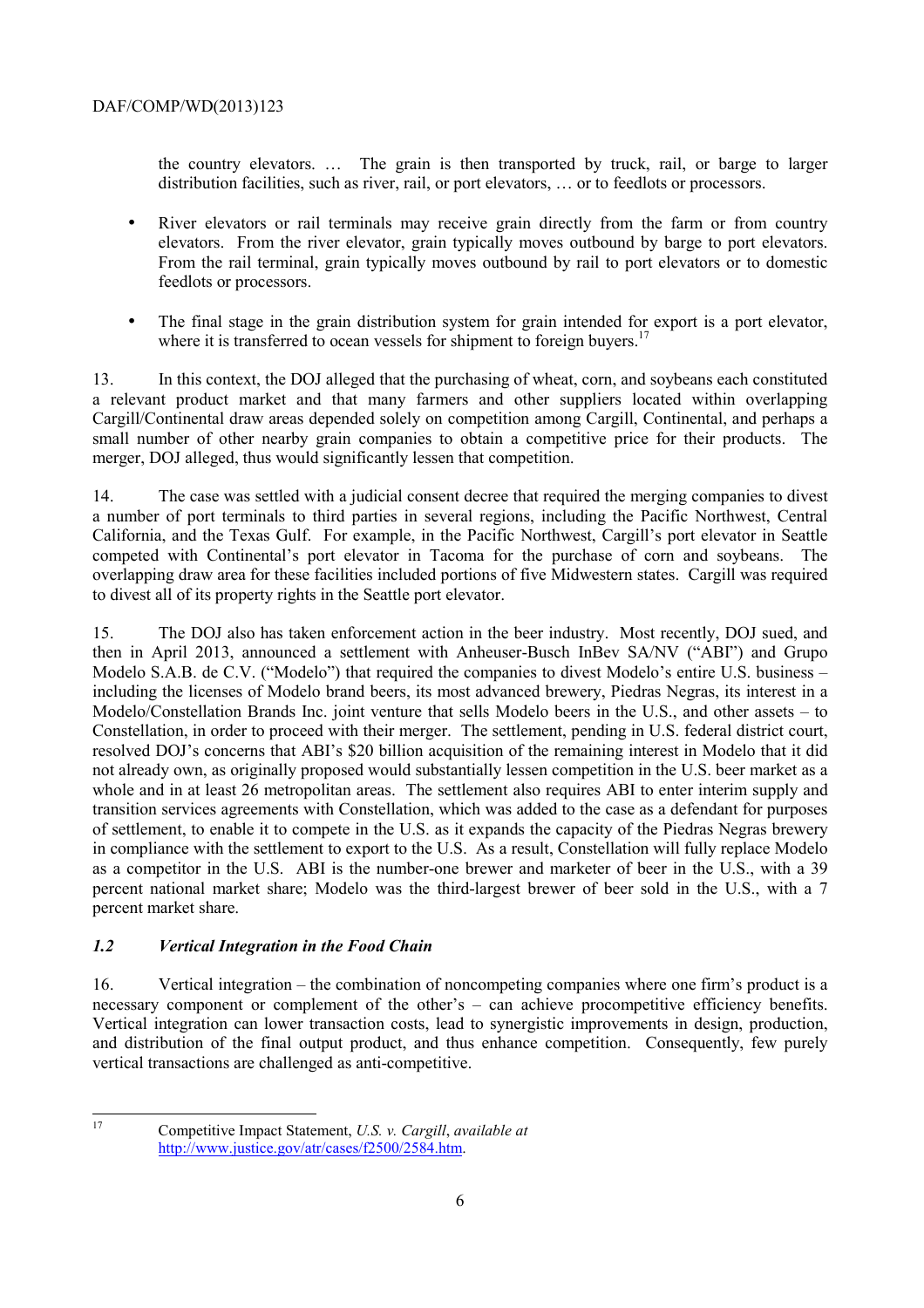the country elevators. … The grain is then transported by truck, rail, or barge to larger distribution facilities, such as river, rail, or port elevators, … or to feedlots or processors.

- River elevators or rail terminals may receive grain directly from the farm or from country elevators. From the river elevator, grain typically moves outbound by barge to port elevators. From the rail terminal, grain typically moves outbound by rail to port elevators or to domestic feedlots or processors.

- The final stage in the grain distribution system for grain intended for export is a port elevator, where it is transferred to ocean vessels for shipment to foreign buyers.[17]

13. In this context, the DOJ alleged that the purchasing of wheat, corn, and soybeans each constituted a relevant product market and that many farmers and other suppliers located within overlapping Cargill/Continental draw areas depended solely on competition among Cargill, Continental, and perhaps a small number of other nearby grain companies to obtain a competitive price for their products. The merger, DOJ alleged, thus would significantly lessen that competition.

14. The case was settled with a judicial consent decree that required the merging companies to divest a number of port terminals to third parties in several regions, including the Pacific Northwest, Central California, and the Texas Gulf. For example, in the Pacific Northwest, Cargill's port elevator in Seattle competed with Continental's port elevator in Tacoma for the purchase of corn and soybeans. The overlapping draw area for these facilities included portions of five Midwestern states. Cargill was required to divest all of its property rights in the Seattle port elevator.

15. The DOJ also has taken enforcement action in the beer industry. Most recently, DOJ sued, and then in April 2013, announced a settlement with Anheuser-Busch InBev SA/NV ("ABI") and Grupo Modelo S.A.B. de C.V. ("Modelo") that required the companies to divest Modelo's entire U.S. business – including the licenses of Modelo brand beers, its most advanced brewery, Piedras Negras, its interest in a Modelo/Constellation Brands Inc. joint venture that sells Modelo beers in the U.S., and other assets – to Constellation, in order to proceed with their merger. The settlement, pending in U.S. federal district court, resolved DOJ's concerns that ABI's $20 billion acquisition of the remaining interest in Modelo that it did not already own, as originally proposed would substantially lessen competition in the U.S. beer market as a whole and in at least 26 metropolitan areas. The settlement also requires ABI to enter interim supply and transition services agreements with Constellation, which was added to the case as a defendant for purposes of settlement, to enable it to compete in the U.S. as it expands the capacity of the Piedras Negras brewery in compliance with the settlement to export to the U.S. As a result, Constellation will fully replace Modelo as a competitor in the U.S. ABI is the number-one brewer and marketer of beer in the U.S., with a 39 percent national market share; Modelo was the third-largest brewer of beer sold in the U.S., with a 7 percent market share.

### *1.2 Vertical Integration in the Food Chain*

16. Vertical integration – the combination of noncompeting companies where one firm's product is a necessary component or complement of the other's – can achieve procompetitive efficiency benefits. Vertical integration can lower transaction costs, lead to synergistic improvements in design, production, and distribution of the final output product, and thus enhance competition. Consequently, few purely vertical transactions are challenged as anti-competitive.

---

[17] Competitive Impact Statement, *U.S. v. Cargill*, *available at* http://www.justice.gov/atr/cases/f2500/2584.htm.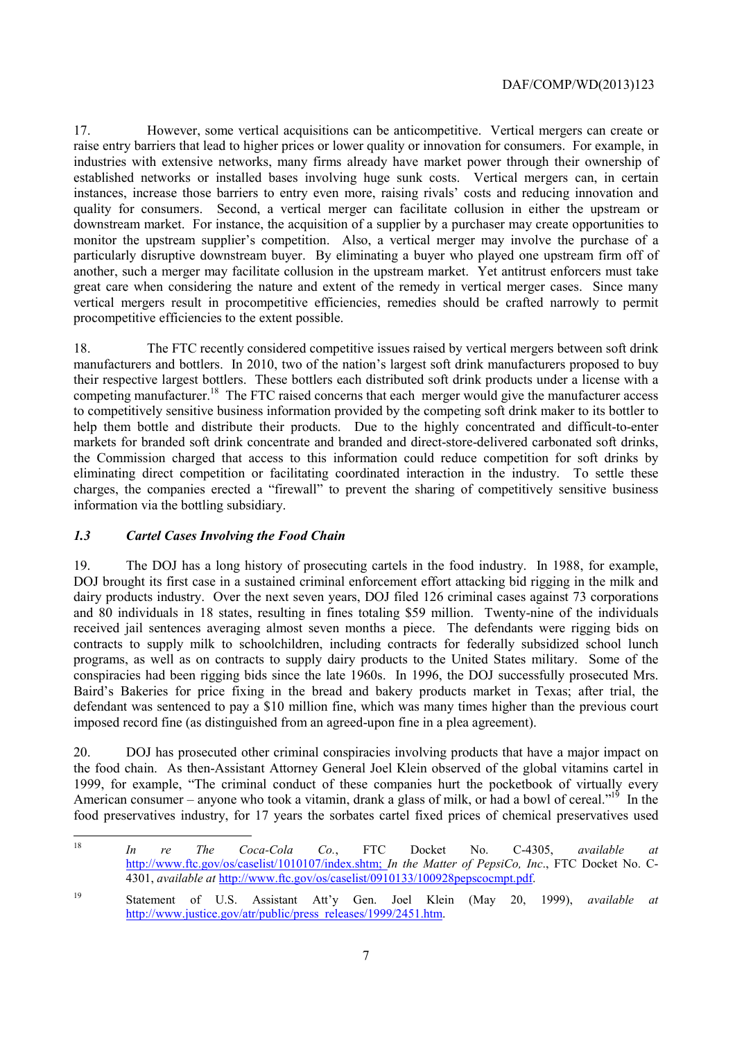17. However, some vertical acquisitions can be anticompetitive. Vertical mergers can create or raise entry barriers that lead to higher prices or lower quality or innovation for consumers. For example, in industries with extensive networks, many firms already have market power through their ownership of established networks or installed bases involving huge sunk costs. Vertical mergers can, in certain instances, increase those barriers to entry even more, raising rivals' costs and reducing innovation and quality for consumers. Second, a vertical merger can facilitate collusion in either the upstream or downstream market. For instance, the acquisition of a supplier by a purchaser may create opportunities to monitor the upstream supplier's competition. Also, a vertical merger may involve the purchase of a particularly disruptive downstream buyer. By eliminating a buyer who played one upstream firm off of another, such a merger may facilitate collusion in the upstream market. Yet antitrust enforcers must take great care when considering the nature and extent of the remedy in vertical merger cases. Since many vertical mergers result in procompetitive efficiencies, remedies should be crafted narrowly to permit procompetitive efficiencies to the extent possible.

18. The FTC recently considered competitive issues raised by vertical mergers between soft drink manufacturers and bottlers. In 2010, two of the nation's largest soft drink manufacturers proposed to buy their respective largest bottlers. These bottlers each distributed soft drink products under a license with a competing manufacturer.[18] The FTC raised concerns that each merger would give the manufacturer access to competitively sensitive business information provided by the competing soft drink maker to its bottler to help them bottle and distribute their products. Due to the highly concentrated and difficult-to-enter markets for branded soft drink concentrate and branded and direct-store-delivered carbonated soft drinks, the Commission charged that access to this information could reduce competition for soft drinks by eliminating direct competition or facilitating coordinated interaction in the industry. To settle these charges, the companies erected a "firewall" to prevent the sharing of competitively sensitive business information via the bottling subsidiary.

### *1.3 Cartel Cases Involving the Food Chain*

19. The DOJ has a long history of prosecuting cartels in the food industry. In 1988, for example, DOJ brought its first case in a sustained criminal enforcement effort attacking bid rigging in the milk and dairy products industry. Over the next seven years, DOJ filed 126 criminal cases against 73 corporations and 80 individuals in 18 states, resulting in fines totaling $59 million. Twenty-nine of the individuals received jail sentences averaging almost seven months a piece. The defendants were rigging bids on contracts to supply milk to schoolchildren, including contracts for federally subsidized school lunch programs, as well as on contracts to supply dairy products to the United States military. Some of the conspiracies had been rigging bids since the late 1960s. In 1996, the DOJ successfully prosecuted Mrs. Baird's Bakeries for price fixing in the bread and bakery products market in Texas; after trial, the defendant was sentenced to pay a $10 million fine, which was many times higher than the previous court imposed record fine (as distinguished from an agreed-upon fine in a plea agreement).

20. DOJ has prosecuted other criminal conspiracies involving products that have a major impact on the food chain. As then-Assistant Attorney General Joel Klein observed of the global vitamins cartel in 1999, for example, "The criminal conduct of these companies hurt the pocketbook of virtually every American consumer – anyone who took a vitamin, drank a glass of milk, or had a bowl of cereal."[19] In the food preservatives industry, for 17 years the sorbates cartel fixed prices of chemical preservatives used

---

[18] *In re The Coca-Cola Co.*, FTC Docket No. C-4305, *available at* http://www.ftc.gov/os/caselist/1010107/index.shtm; *In the Matter of PepsiCo, Inc.*, FTC Docket No. C-4301, *available at* http://www.ftc.gov/os/caselist/0910133/100928pepscocmpt.pdf.

[19] Statement of U.S. Assistant Att'y Gen. Joel Klein (May 20, 1999), *available at* http://www.justice.gov/atr/public/press_releases/1999/2451.htm.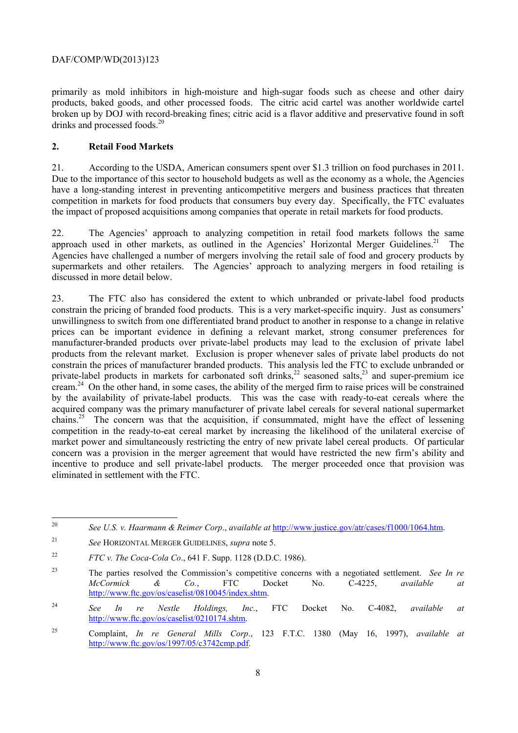primarily as mold inhibitors in high-moisture and high-sugar foods such as cheese and other dairy products, baked goods, and other processed foods. The citric acid cartel was another worldwide cartel broken up by DOJ with record-breaking fines; citric acid is a flavor additive and preservative found in soft drinks and processed foods.[20]

## 2. Retail Food Markets

21. According to the USDA, American consumers spent over $1.3 trillion on food purchases in 2011. Due to the importance of this sector to household budgets as well as the economy as a whole, the Agencies have a long-standing interest in preventing anticompetitive mergers and business practices that threaten competition in markets for food products that consumers buy every day. Specifically, the FTC evaluates the impact of proposed acquisitions among companies that operate in retail markets for food products.

22. The Agencies' approach to analyzing competition in retail food markets follows the same approach used in other markets, as outlined in the Agencies' Horizontal Merger Guidelines.[21] The Agencies have challenged a number of mergers involving the retail sale of food and grocery products by supermarkets and other retailers. The Agencies' approach to analyzing mergers in food retailing is discussed in more detail below.

23. The FTC also has considered the extent to which unbranded or private-label food products constrain the pricing of branded food products. This is a very market-specific inquiry. Just as consumers' unwillingness to switch from one differentiated brand product to another in response to a change in relative prices can be important evidence in defining a relevant market, strong consumer preferences for manufacturer-branded products over private-label products may lead to the exclusion of private label products from the relevant market. Exclusion is proper whenever sales of private label products do not constrain the prices of manufacturer branded products. This analysis led the FTC to exclude unbranded or private-label products in markets for carbonated soft drinks,[22] seasoned salts,[23] and super-premium ice cream.[24] On the other hand, in some cases, the ability of the merged firm to raise prices will be constrained by the availability of private-label products. This was the case with ready-to-eat cereals where the acquired company was the primary manufacturer of private label cereals for several national supermarket chains.[25] The concern was that the acquisition, if consummated, might have the effect of lessening competition in the ready-to-eat cereal market by increasing the likelihood of the unilateral exercise of market power and simultaneously restricting the entry of new private label cereal products. Of particular concern was a provision in the merger agreement that would have restricted the new firm's ability and incentive to produce and sell private-label products. The merger proceeded once that provision was eliminated in settlement with the FTC.

---

[20] *See U.S. v. Haarmann & Reimer Corp.*, *available at* http://www.justice.gov/atr/cases/f1000/1064.htm.

[21] *See* HORIZONTAL MERGER GUIDELINES, *supra* note 5.

[22] *FTC v. The Coca-Cola Co*., 641 F. Supp. 1128 (D.D.C. 1986).

[23] The parties resolved the Commission's competitive concerns with a negotiated settlement. *See In re McCormick & Co.*, FTC Docket No. C-4225, *available at* http://www.ftc.gov/os/caselist/0810045/index.shtm.

[24] *See In re Nestle Holdings, Inc.*, FTC Docket No. C-4082, *available at* http://www.ftc.gov/os/caselist/0210174.shtm.

[25] Complaint, *In re General Mills Corp*., 123 F.T.C. 1380 (May 16, 1997), *available at* http://www.ftc.gov/os/1997/05/c3742cmp.pdf.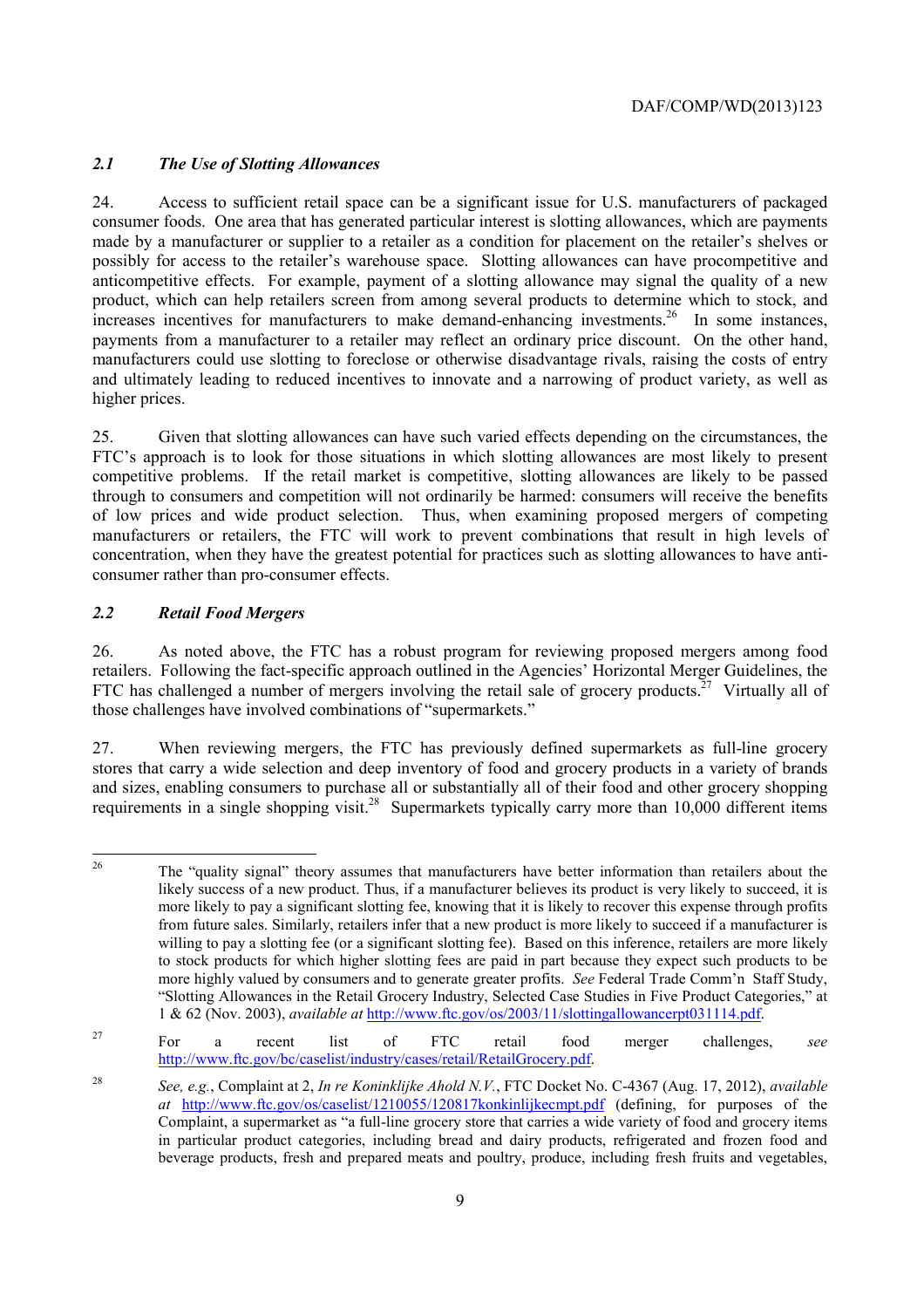### *2.1 The Use of Slotting Allowances*

24. Access to sufficient retail space can be a significant issue for U.S. manufacturers of packaged consumer foods. One area that has generated particular interest is slotting allowances, which are payments made by a manufacturer or supplier to a retailer as a condition for placement on the retailer's shelves or possibly for access to the retailer's warehouse space. Slotting allowances can have procompetitive and anticompetitive effects. For example, payment of a slotting allowance may signal the quality of a new product, which can help retailers screen from among several products to determine which to stock, and increases incentives for manufacturers to make demand-enhancing investments.[26] In some instances, payments from a manufacturer to a retailer may reflect an ordinary price discount. On the other hand, manufacturers could use slotting to foreclose or otherwise disadvantage rivals, raising the costs of entry and ultimately leading to reduced incentives to innovate and a narrowing of product variety, as well as higher prices.

25. Given that slotting allowances can have such varied effects depending on the circumstances, the FTC's approach is to look for those situations in which slotting allowances are most likely to present competitive problems. If the retail market is competitive, slotting allowances are likely to be passed through to consumers and competition will not ordinarily be harmed: consumers will receive the benefits of low prices and wide product selection. Thus, when examining proposed mergers of competing manufacturers or retailers, the FTC will work to prevent combinations that result in high levels of concentration, when they have the greatest potential for practices such as slotting allowances to have anti-consumer rather than pro-consumer effects.

### *2.2 Retail Food Mergers*

26. As noted above, the FTC has a robust program for reviewing proposed mergers among food retailers. Following the fact-specific approach outlined in the Agencies' Horizontal Merger Guidelines, the FTC has challenged a number of mergers involving the retail sale of grocery products.[27] Virtually all of those challenges have involved combinations of "supermarkets."

27. When reviewing mergers, the FTC has previously defined supermarkets as full-line grocery stores that carry a wide selection and deep inventory of food and grocery products in a variety of brands and sizes, enabling consumers to purchase all or substantially all of their food and other grocery shopping requirements in a single shopping visit.[28] Supermarkets typically carry more than 10,000 different items

---

[26] The "quality signal" theory assumes that manufacturers have better information than retailers about the likely success of a new product. Thus, if a manufacturer believes its product is very likely to succeed, it is more likely to pay a significant slotting fee, knowing that it is likely to recover this expense through profits from future sales. Similarly, retailers infer that a new product is more likely to succeed if a manufacturer is willing to pay a slotting fee (or a significant slotting fee). Based on this inference, retailers are more likely to stock products for which higher slotting fees are paid in part because they expect such products to be more highly valued by consumers and to generate greater profits. *See* Federal Trade Comm'n Staff Study, "Slotting Allowances in the Retail Grocery Industry, Selected Case Studies in Five Product Categories," at 1 & 62 (Nov. 2003), *available at* http://www.ftc.gov/os/2003/11/slottingallowancerpt031114.pdf.

[27] For a recent list of FTC retail food merger challenges, *see* http://www.ftc.gov/bc/caselist/industry/cases/retail/RetailGrocery.pdf.

[28] *See, e.g.*, Complaint at 2, *In re Koninklijke Ahold N.V.*, FTC Docket No. C-4367 (Aug. 17, 2012), *available at* http://www.ftc.gov/os/caselist/1210055/120817konkinlijkecmpt.pdf (defining, for purposes of the Complaint, a supermarket as "a full-line grocery store that carries a wide variety of food and grocery items in particular product categories, including bread and dairy products, refrigerated and frozen food and beverage products, fresh and prepared meats and poultry, produce, including fresh fruits and vegetables,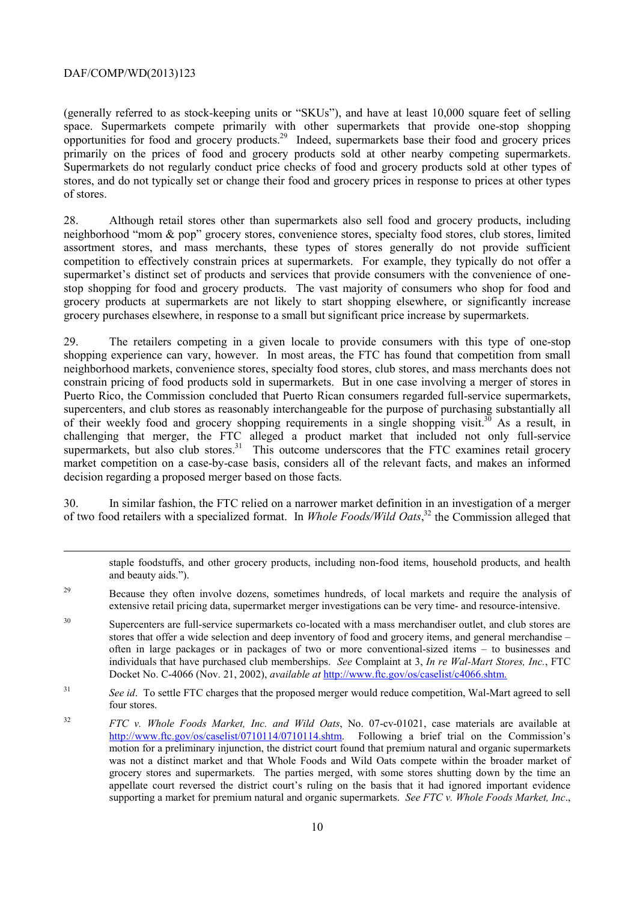(generally referred to as stock-keeping units or "SKUs"), and have at least 10,000 square feet of selling space. Supermarkets compete primarily with other supermarkets that provide one-stop shopping opportunities for food and grocery products.[29] Indeed, supermarkets base their food and grocery prices primarily on the prices of food and grocery products sold at other nearby competing supermarkets. Supermarkets do not regularly conduct price checks of food and grocery products sold at other types of stores, and do not typically set or change their food and grocery prices in response to prices at other types of stores.

28. Although retail stores other than supermarkets also sell food and grocery products, including neighborhood "mom & pop" grocery stores, convenience stores, specialty food stores, club stores, limited assortment stores, and mass merchants, these types of stores generally do not provide sufficient competition to effectively constrain prices at supermarkets. For example, they typically do not offer a supermarket's distinct set of products and services that provide consumers with the convenience of one-stop shopping for food and grocery products. The vast majority of consumers who shop for food and grocery products at supermarkets are not likely to start shopping elsewhere, or significantly increase grocery purchases elsewhere, in response to a small but significant price increase by supermarkets.

29. The retailers competing in a given locale to provide consumers with this type of one-stop shopping experience can vary, however. In most areas, the FTC has found that competition from small neighborhood markets, convenience stores, specialty food stores, club stores, and mass merchants does not constrain pricing of food products sold in supermarkets. But in one case involving a merger of stores in Puerto Rico, the Commission concluded that Puerto Rican consumers regarded full-service supermarkets, supercenters, and club stores as reasonably interchangeable for the purpose of purchasing substantially all of their weekly food and grocery shopping requirements in a single shopping visit.[30] As a result, in challenging that merger, the FTC alleged a product market that included not only full-service supermarkets, but also club stores.[31] This outcome underscores that the FTC examines retail grocery market competition on a case-by-case basis, considers all of the relevant facts, and makes an informed decision regarding a proposed merger based on those facts.

30. In similar fashion, the FTC relied on a narrower market definition in an investigation of a merger of two food retailers with a specialized format. In *Whole Foods/Wild Oats*,[32] the Commission alleged that

---

staple foodstuffs, and other grocery products, including non-food items, household products, and health and beauty aids.").

[29] Because they often involve dozens, sometimes hundreds, of local markets and require the analysis of extensive retail pricing data, supermarket merger investigations can be very time- and resource-intensive.

[30] Supercenters are full-service supermarkets co-located with a mass merchandiser outlet, and club stores are stores that offer a wide selection and deep inventory of food and grocery items, and general merchandise – often in large packages or in packages of two or more conventional-sized items – to businesses and individuals that have purchased club memberships. *See* Complaint at 3, *In re Wal-Mart Stores, Inc.*, FTC Docket No. C-4066 (Nov. 21, 2002), *available at* http://www.ftc.gov/os/caselist/c4066.shtm.

[31] *See id*. To settle FTC charges that the proposed merger would reduce competition, Wal-Mart agreed to sell four stores.

[32] *FTC v. Whole Foods Market, Inc. and Wild Oats*, No. 07-cv-01021, case materials are available at http://www.ftc.gov/os/caselist/0710114/0710114.shtm. Following a brief trial on the Commission's motion for a preliminary injunction, the district court found that premium natural and organic supermarkets was not a distinct market and that Whole Foods and Wild Oats compete within the broader market of grocery stores and supermarkets. The parties merged, with some stores shutting down by the time an appellate court reversed the district court's ruling on the basis that it had ignored important evidence supporting a market for premium natural and organic supermarkets. *See FTC v. Whole Foods Market, Inc*.,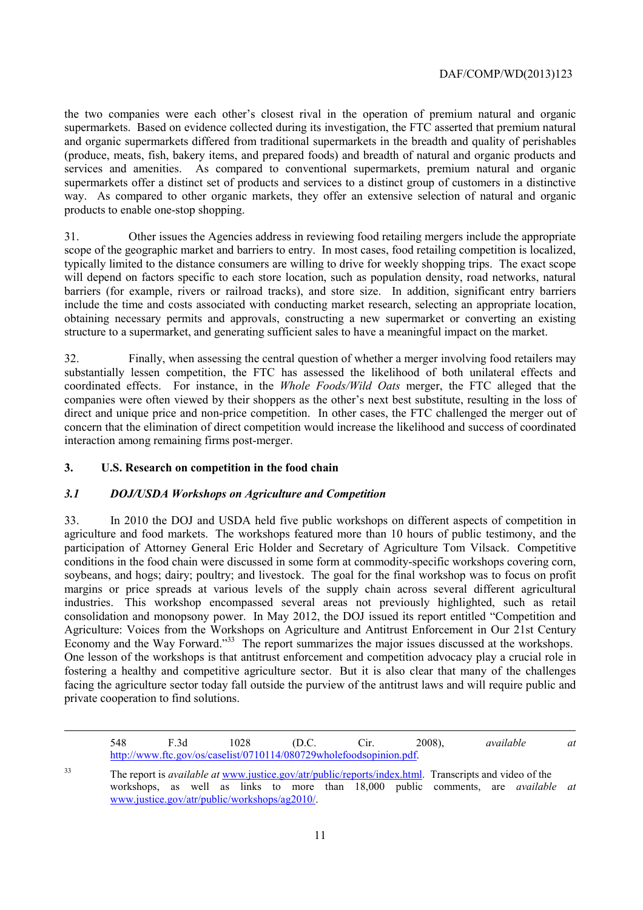the two companies were each other's closest rival in the operation of premium natural and organic supermarkets. Based on evidence collected during its investigation, the FTC asserted that premium natural and organic supermarkets differed from traditional supermarkets in the breadth and quality of perishables (produce, meats, fish, bakery items, and prepared foods) and breadth of natural and organic products and services and amenities. As compared to conventional supermarkets, premium natural and organic supermarkets offer a distinct set of products and services to a distinct group of customers in a distinctive way. As compared to other organic markets, they offer an extensive selection of natural and organic products to enable one-stop shopping.

31. Other issues the Agencies address in reviewing food retailing mergers include the appropriate scope of the geographic market and barriers to entry. In most cases, food retailing competition is localized, typically limited to the distance consumers are willing to drive for weekly shopping trips. The exact scope will depend on factors specific to each store location, such as population density, road networks, natural barriers (for example, rivers or railroad tracks), and store size. In addition, significant entry barriers include the time and costs associated with conducting market research, selecting an appropriate location, obtaining necessary permits and approvals, constructing a new supermarket or converting an existing structure to a supermarket, and generating sufficient sales to have a meaningful impact on the market.

32. Finally, when assessing the central question of whether a merger involving food retailers may substantially lessen competition, the FTC has assessed the likelihood of both unilateral effects and coordinated effects. For instance, in the *Whole Foods/Wild Oats* merger, the FTC alleged that the companies were often viewed by their shoppers as the other's next best substitute, resulting in the loss of direct and unique price and non-price competition. In other cases, the FTC challenged the merger out of concern that the elimination of direct competition would increase the likelihood and success of coordinated interaction among remaining firms post-merger.

## 3. U.S. Research on competition in the food chain

### *3.1 DOJ/USDA Workshops on Agriculture and Competition*

33. In 2010 the DOJ and USDA held five public workshops on different aspects of competition in agriculture and food markets. The workshops featured more than 10 hours of public testimony, and the participation of Attorney General Eric Holder and Secretary of Agriculture Tom Vilsack. Competitive conditions in the food chain were discussed in some form at commodity-specific workshops covering corn, soybeans, and hogs; dairy; poultry; and livestock. The goal for the final workshop was to focus on profit margins or price spreads at various levels of the supply chain across several different agricultural industries. This workshop encompassed several areas not previously highlighted, such as retail consolidation and monopsony power. In May 2012, the DOJ issued its report entitled "Competition and Agriculture: Voices from the Workshops on Agriculture and Antitrust Enforcement in Our 21st Century Economy and the Way Forward."[33] The report summarizes the major issues discussed at the workshops. One lesson of the workshops is that antitrust enforcement and competition advocacy play a crucial role in fostering a healthy and competitive agriculture sector. But it is also clear that many of the challenges facing the agriculture sector today fall outside the purview of the antitrust laws and will require public and private cooperation to find solutions.

---

548 F.3d 1028 (D.C. Cir. 2008), *available at* http://www.ftc.gov/os/caselist/0710114/080729wholefoodsopinion.pdf.

[33] The report is *available at* www.justice.gov/atr/public/reports/index.html. Transcripts and video of the workshops, as well as links to more than 18,000 public comments, are *available at* www.justice.gov/atr/public/workshops/ag2010/.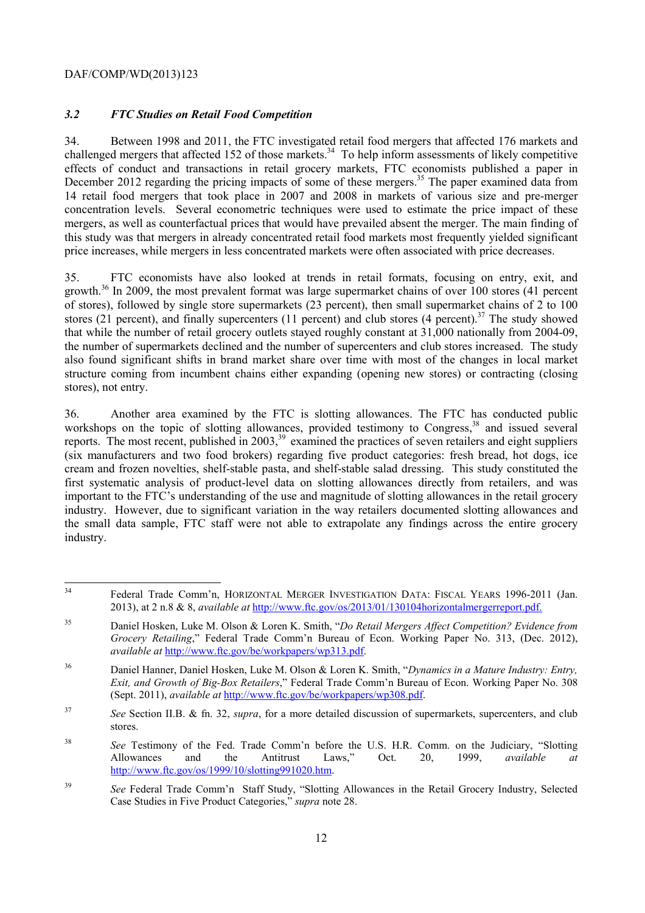### *3.2 FTC Studies on Retail Food Competition*

34. Between 1998 and 2011, the FTC investigated retail food mergers that affected 176 markets and challenged mergers that affected 152 of those markets.[34] To help inform assessments of likely competitive effects of conduct and transactions in retail grocery markets, FTC economists published a paper in December 2012 regarding the pricing impacts of some of these mergers.[35] The paper examined data from 14 retail food mergers that took place in 2007 and 2008 in markets of various size and pre-merger concentration levels. Several econometric techniques were used to estimate the price impact of these mergers, as well as counterfactual prices that would have prevailed absent the merger. The main finding of this study was that mergers in already concentrated retail food markets most frequently yielded significant price increases, while mergers in less concentrated markets were often associated with price decreases.

35. FTC economists have also looked at trends in retail formats, focusing on entry, exit, and growth.[36] In 2009, the most prevalent format was large supermarket chains of over 100 stores (41 percent of stores), followed by single store supermarkets (23 percent), then small supermarket chains of 2 to 100 stores (21 percent), and finally supercenters (11 percent) and club stores (4 percent).[37] The study showed that while the number of retail grocery outlets stayed roughly constant at 31,000 nationally from 2004-09, the number of supermarkets declined and the number of supercenters and club stores increased. The study also found significant shifts in brand market share over time with most of the changes in local market structure coming from incumbent chains either expanding (opening new stores) or contracting (closing stores), not entry.

36. Another area examined by the FTC is slotting allowances. The FTC has conducted public workshops on the topic of slotting allowances, provided testimony to Congress,[38] and issued several reports. The most recent, published in 2003,[39] examined the practices of seven retailers and eight suppliers (six manufacturers and two food brokers) regarding five product categories: fresh bread, hot dogs, ice cream and frozen novelties, shelf-stable pasta, and shelf-stable salad dressing. This study constituted the first systematic analysis of product-level data on slotting allowances directly from retailers, and was important to the FTC's understanding of the use and magnitude of slotting allowances in the retail grocery industry. However, due to significant variation in the way retailers documented slotting allowances and the small data sample, FTC staff were not able to extrapolate any findings across the entire grocery industry.

---

[34] Federal Trade Comm'n, HORIZONTAL MERGER INVESTIGATION DATA: FISCAL YEARS 1996-2011 (Jan. 2013), at 2 n.8 & 8, *available at* http://www.ftc.gov/os/2013/01/130104horizontalmergerreport.pdf.

[35] Daniel Hosken, Luke M. Olson & Loren K. Smith, "*Do Retail Mergers Affect Competition? Evidence from Grocery Retailing*," Federal Trade Comm'n Bureau of Econ. Working Paper No. 313, (Dec. 2012), *available at* http://www.ftc.gov/be/workpapers/wp313.pdf.

[36] Daniel Hanner, Daniel Hosken, Luke M. Olson & Loren K. Smith, "*Dynamics in a Mature Industry: Entry, Exit, and Growth of Big-Box Retailers*," Federal Trade Comm'n Bureau of Econ. Working Paper No. 308 (Sept. 2011), *available at* http://www.ftc.gov/be/workpapers/wp308.pdf.

[37] *See* Section II.B. & fn. 32, *supra*, for a more detailed discussion of supermarkets, supercenters, and club stores.

[38] *See* Testimony of the Fed. Trade Comm'n before the U.S. H.R. Comm. on the Judiciary, "Slotting Allowances and the Antitrust Laws," Oct. 20, 1999, *available at* http://www.ftc.gov/os/1999/10/slotting991020.htm.

[39] *See* Federal Trade Comm'n Staff Study, "Slotting Allowances in the Retail Grocery Industry, Selected Case Studies in Five Product Categories," *supra* note 28.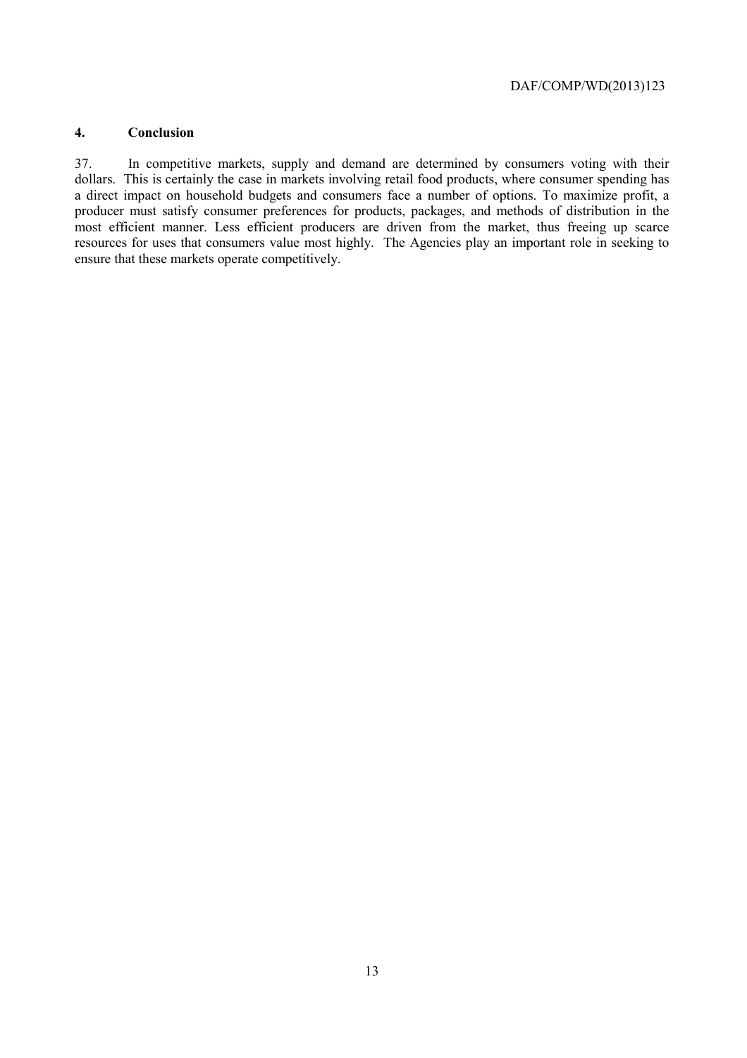## 4. Conclusion

37. In competitive markets, supply and demand are determined by consumers voting with their dollars. This is certainly the case in markets involving retail food products, where consumer spending has a direct impact on household budgets and consumers face a number of options. To maximize profit, a producer must satisfy consumer preferences for products, packages, and methods of distribution in the most efficient manner. Less efficient producers are driven from the market, thus freeing up scarce resources for uses that consumers value most highly. The Agencies play an important role in seeking to ensure that these markets operate competitively.